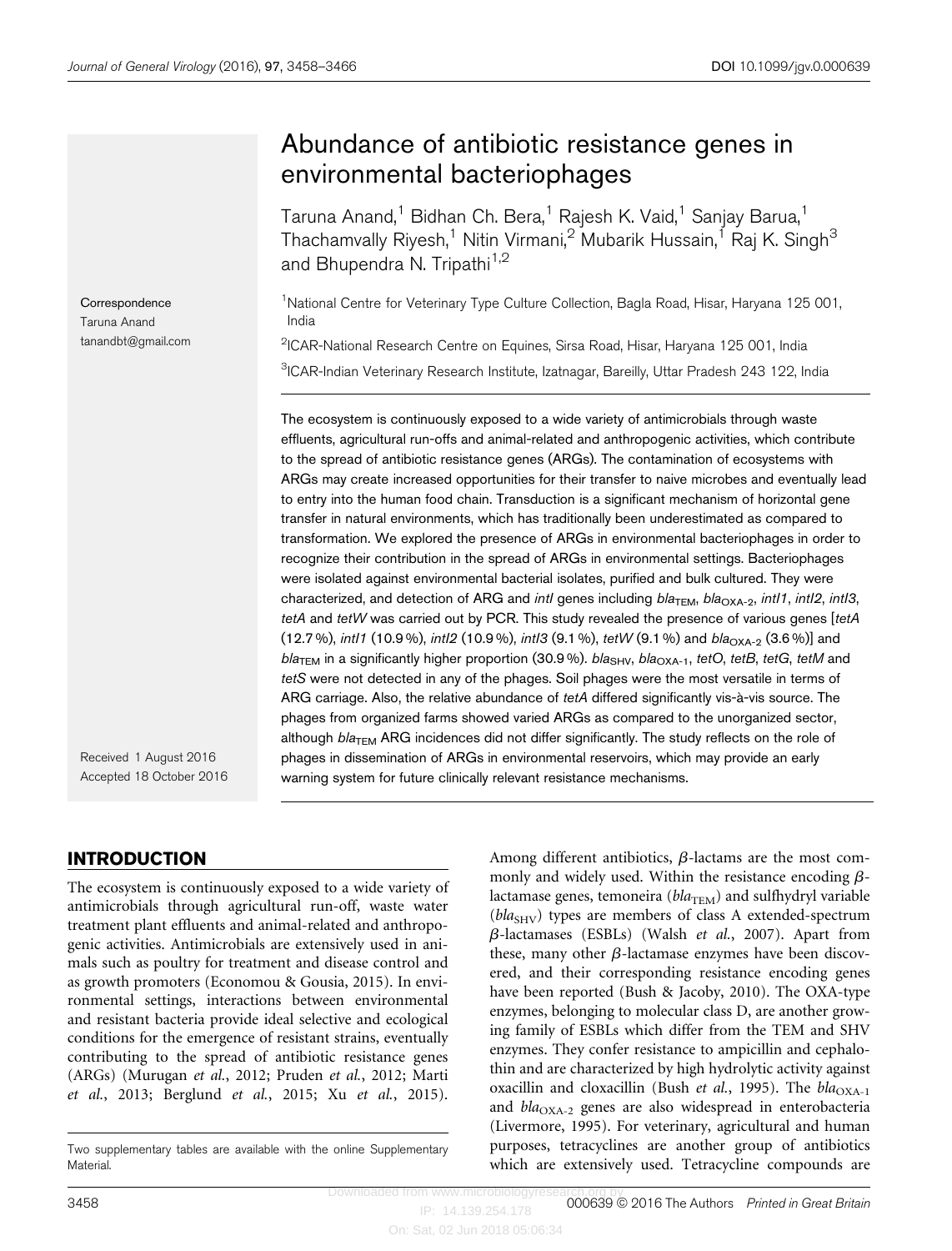# Abundance of antibiotic resistance genes in environmental bacteriophages

Taruna Anand,[1] Bidhan Ch. Bera,[1] Rajesh K. Vaid,[1] Sanjay Barua,[1] Thachamvally Riyesh,[1] Nitin Virmani,[2] Mubarik Hussain,[1] Raj K. Singh[3] and Bhupendra N. Tripathi[1,2]

[1]National Centre for Veterinary Type Culture Collection, Bagla Road, Hisar, Haryana 125 001, India

[2]ICAR-National Research Centre on Equines, Sirsa Road, Hisar, Haryana 125 001, India

[3]ICAR-Indian Veterinary Research Institute, Izatnagar, Bareilly, Uttar Pradesh 243 122, India

Correspondence
Taruna Anand
tanandbt@gmail.com

Received 1 August 2016
Accepted 18 October 2016

The ecosystem is continuously exposed to a wide variety of antimicrobials through waste effluents, agricultural run-offs and animal-related and anthropogenic activities, which contribute to the spread of antibiotic resistance genes (ARGs). The contamination of ecosystems with ARGs may create increased opportunities for their transfer to naive microbes and eventually lead to entry into the human food chain. Transduction is a significant mechanism of horizontal gene transfer in natural environments, which has traditionally been underestimated as compared to transformation. We explored the presence of ARGs in environmental bacteriophages in order to recognize their contribution in the spread of ARGs in environmental settings. Bacteriophages were isolated against environmental bacterial isolates, purified and bulk cultured. They were characterized, and detection of ARG and *intI* genes including $bla_{TEM}$, $bla_{OXA\text{-}2}$, *intI1*, *intI2*, *intI3*, *tetA* and *tetW* was carried out by PCR. This study revealed the presence of various genes [*tetA* (12.7 %), *intI1* (10.9 %), *intI2* (10.9 %), *intI3* (9.1 %), *tetW* (9.1 %) and $bla_{OXA\text{-}2}$ (3.6 %)] and $bla_{TEM}$ in a significantly higher proportion (30.9 %). $bla_{SHV}$, $bla_{OXA\text{-}1}$, *tetO*, *tetB*, *tetG*, *tetM* and *tetS* were not detected in any of the phages. Soil phages were the most versatile in terms of ARG carriage. Also, the relative abundance of *tetA* differed significantly vis-à-vis source. The phages from organized farms showed varied ARGs as compared to the unorganized sector, although $bla_{TEM}$ ARG incidences did not differ significantly. The study reflects on the role of phages in dissemination of ARGs in environmental reservoirs, which may provide an early warning system for future clinically relevant resistance mechanisms.

## INTRODUCTION

The ecosystem is continuously exposed to a wide variety of antimicrobials through agricultural run-off, waste water treatment plant effluents and animal-related and anthropogenic activities. Antimicrobials are extensively used in animals such as poultry for treatment and disease control and as growth promoters (Economou & Gousia, 2015). In environmental settings, interactions between environmental and resistant bacteria provide ideal selective and ecological conditions for the emergence of resistant strains, eventually contributing to the spread of antibiotic resistance genes (ARGs) (Murugan *et al.*, 2012; Pruden *et al.*, 2012; Marti *et al.*, 2013; Berglund *et al.*, 2015; Xu *et al.*, 2015). Among different antibiotics, β-lactams are the most commonly and widely used. Within the resistance encoding β-lactamase genes, temoneira ($bla_{TEM}$) and sulfhydryl variable ($bla_{SHV}$) types are members of class A extended-spectrum β-lactamases (ESBLs) (Walsh *et al.*, 2007). Apart from these, many other β-lactamase enzymes have been discovered, and their corresponding resistance encoding genes have been reported (Bush & Jacoby, 2010). The OXA-type enzymes, belonging to molecular class D, are another growing family of ESBLs which differ from the TEM and SHV enzymes. They confer resistance to ampicillin and cephalothin and are characterized by high hydrolytic activity against oxacillin and cloxacillin (Bush *et al.*, 1995). The $bla_{OXA\text{-}1}$ and $bla_{OXA\text{-}2}$ genes are also widespread in enterobacteria (Livermore, 1995). For veterinary, agricultural and human purposes, tetracyclines are another group of antibiotics which are extensively used. Tetracycline compounds are

Two supplementary tables are available with the online Supplementary Material.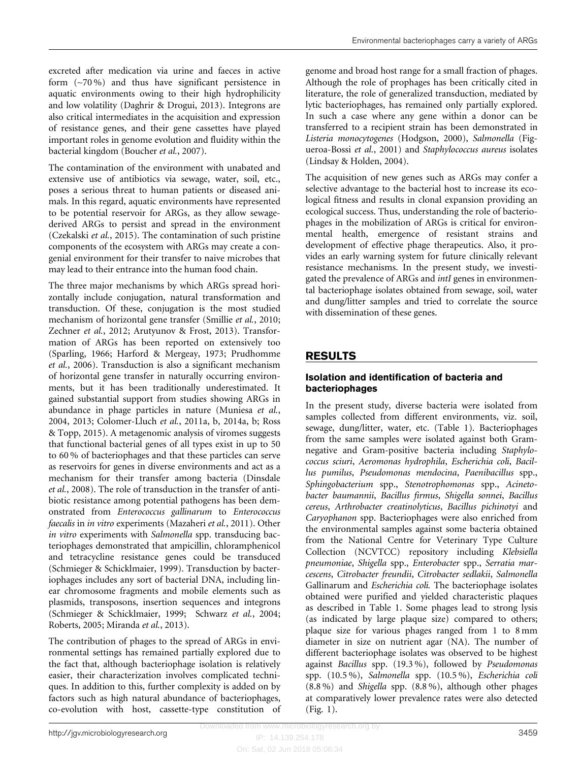excreted after medication via urine and faeces in active form (~70 %) and thus have significant persistence in aquatic environments owing to their high hydrophilicity and low volatility (Daghrir & Drogui, 2013). Integrons are also critical intermediates in the acquisition and expression of resistance genes, and their gene cassettes have played important roles in genome evolution and fluidity within the bacterial kingdom (Boucher *et al.*, 2007).

The contamination of the environment with unabated and extensive use of antibiotics via sewage, water, soil, etc., poses a serious threat to human patients or diseased animals. In this regard, aquatic environments have represented to be potential reservoir for ARGs, as they allow sewage-derived ARGs to persist and spread in the environment (Czekalski *et al.*, 2015). The contamination of such pristine components of the ecosystem with ARGs may create a congenial environment for their transfer to naive microbes that may lead to their entrance into the human food chain.

The three major mechanisms by which ARGs spread horizontally include conjugation, natural transformation and transduction. Of these, conjugation is the most studied mechanism of horizontal gene transfer (Smillie *et al.*, 2010; Zechner *et al.*, 2012; Arutyunov & Frost, 2013). Transformation of ARGs has been reported on extensively too (Sparling, 1966; Harford & Mergeay, 1973; Prudhomme *et al.*, 2006). Transduction is also a significant mechanism of horizontal gene transfer in naturally occurring environments, but it has been traditionally underestimated. It gained substantial support from studies showing ARGs in abundance in phage particles in nature (Muniesa *et al.*, 2004, 2013; Colomer-Lluch *et al.*, 2011a, b, 2014a, b; Ross & Topp, 2015). A metagenomic analysis of viromes suggests that functional bacterial genes of all types exist in up to 50 to 60 % of bacteriophages and that these particles can serve as reservoirs for genes in diverse environments and act as a mechanism for their transfer among bacteria (Dinsdale *et al.*, 2008). The role of transduction in the transfer of antibiotic resistance among potential pathogens has been demonstrated from *Enterococcus gallinarum* to *Enterococcus faecalis* in *in vitro* experiments (Mazaheri *et al.*, 2011). Other *in vitro* experiments with *Salmonella* spp. transducing bacteriophages demonstrated that ampicillin, chloramphenicol and tetracycline resistance genes could be transduced (Schmieger & Schicklmaier, 1999). Transduction by bacteriophages includes any sort of bacterial DNA, including linear chromosome fragments and mobile elements such as plasmids, transposons, insertion sequences and integrons (Schmieger & Schicklmaier, 1999; Schwarz *et al.*, 2004; Roberts, 2005; Miranda *et al.*, 2013).

The contribution of phages to the spread of ARGs in environmental settings has remained partially explored due to the fact that, although bacteriophage isolation is relatively easier, their characterization involves complicated techniques. In addition to this, further complexity is added on by factors such as high natural abundance of bacteriophages, co-evolution with host, cassette-type constitution of genome and broad host range for a small fraction of phages. Although the role of prophages has been critically cited in literature, the role of generalized transduction, mediated by lytic bacteriophages, has remained only partially explored. In such a case where any gene within a donor can be transferred to a recipient strain has been demonstrated in *Listeria monocytogenes* (Hodgson, 2000), *Salmonella* (Figueroa-Bossi *et al.*, 2001) and *Staphylococcus aureus* isolates (Lindsay & Holden, 2004).

The acquisition of new genes such as ARGs may confer a selective advantage to the bacterial host to increase its ecological fitness and results in clonal expansion providing an ecological success. Thus, understanding the role of bacteriophages in the mobilization of ARGs is critical for environmental health, emergence of resistant strains and development of effective phage therapeutics. Also, it provides an early warning system for future clinically relevant resistance mechanisms. In the present study, we investigated the prevalence of ARGs and *intI* genes in environmental bacteriophage isolates obtained from sewage, soil, water and dung/litter samples and tried to correlate the source with dissemination of these genes.

## RESULTS

### Isolation and identification of bacteria and bacteriophages

In the present study, diverse bacteria were isolated from samples collected from different environments, viz. soil, sewage, dung/litter, water, etc. (Table 1). Bacteriophages from the same samples were isolated against both Gram-negative and Gram-positive bacteria including *Staphylococcus sciuri*, *Aeromonas hydrophila*, *Escherichia coli*, *Bacillus pumilus*, *Pseudomonas mendocina*, *Paenibacillus* spp., *Sphingobacterium* spp., *Stenotrophomonas* spp., *Acinetobacter baumannii*, *Bacillus firmus*, *Shigella sonnei*, *Bacillus cereus*, *Arthrobacter creatinolyticus*, *Bacillus pichinotyi* and *Caryophanon* spp. Bacteriophages were also enriched from the environmental samples against some bacteria obtained from the National Centre for Veterinary Type Culture Collection (NCVTCC) repository including *Klebsiella pneumoniae*, *Shigella* spp., *Enterobacter* spp., *Serratia marcescens*, *Citrobacter freundii*, *Citrobacter sedlakii*, *Salmonella* Gallinarum and *Escherichia coli.* The bacteriophage isolates obtained were purified and yielded characteristic plaques as described in Table 1. Some phages lead to strong lysis (as indicated by large plaque size) compared to others; plaque size for various phages ranged from 1 to 8 mm diameter in size on nutrient agar (NA). The number of different bacteriophage isolates was observed to be highest against *Bacillus* spp. (19.3 %), followed by *Pseudomonas* spp. (10.5 %), *Salmonella* spp. (10.5 %), *Escherichia coli* (8.8 %) and *Shigella* spp. (8.8 %), although other phages at comparatively lower prevalence rates were also detected (Fig. 1).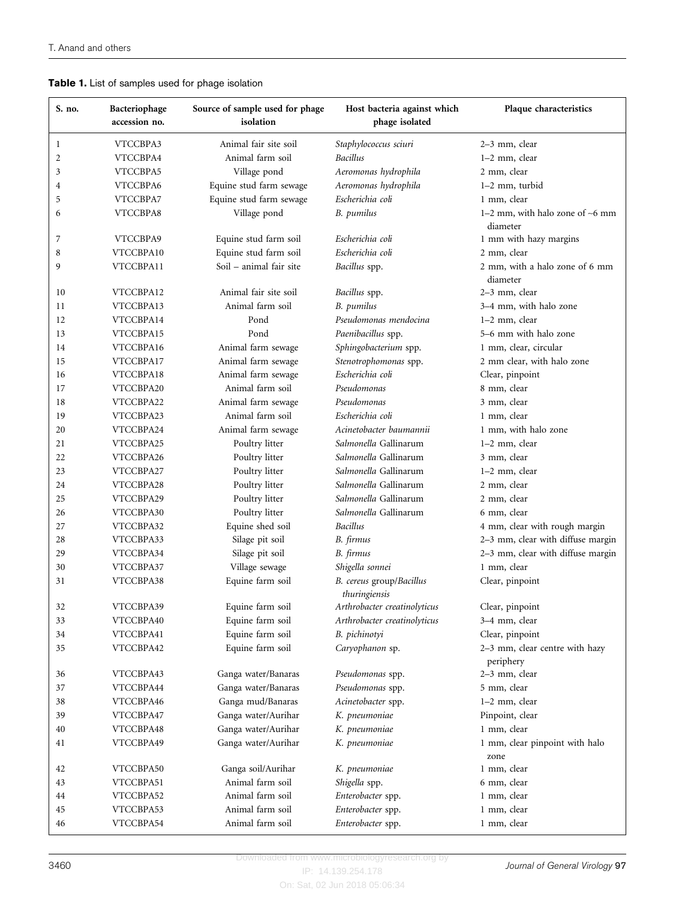**Table 1.** List of samples used for phage isolation

| S. no. | Bacteriophage accession no. | Source of sample used for phage isolation | Host bacteria against which phage isolated | Plaque characteristics |
|---|---|---|---|---|
| 1 | VTCCBPA3 | Animal fair site soil | *Staphylococcus sciuri* | 2–3 mm, clear |
| 2 | VTCCBPA4 | Animal farm soil | *Bacillus* | 1–2 mm, clear |
| 3 | VTCCBPA5 | Village pond | *Aeromonas hydrophila* | 2 mm, clear |
| 4 | VTCCBPA6 | Equine stud farm sewage | *Aeromonas hydrophila* | 1–2 mm, turbid |
| 5 | VTCCBPA7 | Equine stud farm sewage | *Escherichia coli* | 1 mm, clear |
| 6 | VTCCBPA8 | Village pond | *B. pumilus* | 1–2 mm, with halo zone of ~6 mm diameter |
| 7 | VTCCBPA9 | Equine stud farm soil | *Escherichia coli* | 1 mm with hazy margins |
| 8 | VTCCBPA10 | Equine stud farm soil | *Escherichia coli* | 2 mm, clear |
| 9 | VTCCBPA11 | Soil – animal fair site | *Bacillus* spp. | 2 mm, with a halo zone of 6 mm diameter |
| 10 | VTCCBPA12 | Animal fair site soil | *Bacillus* spp. | 2–3 mm, clear |
| 11 | VTCCBPA13 | Animal farm soil | *B. pumilus* | 3–4 mm, with halo zone |
| 12 | VTCCBPA14 | Pond | *Pseudomonas mendocina* | 1–2 mm, clear |
| 13 | VTCCBPA15 | Pond | *Paenibacillus* spp. | 5–6 mm with halo zone |
| 14 | VTCCBPA16 | Animal farm sewage | *Sphingobacterium* spp. | 1 mm, clear, circular |
| 15 | VTCCBPA17 | Animal farm sewage | *Stenotrophomonas* spp. | 2 mm clear, with halo zone |
| 16 | VTCCBPA18 | Animal farm sewage | *Escherichia coli* | Clear, pinpoint |
| 17 | VTCCBPA20 | Animal farm soil | *Pseudomonas* | 8 mm, clear |
| 18 | VTCCBPA22 | Animal farm sewage | *Pseudomonas* | 3 mm, clear |
| 19 | VTCCBPA23 | Animal farm soil | *Escherichia coli* | 1 mm, clear |
| 20 | VTCCBPA24 | Animal farm sewage | *Acinetobacter baumannii* | 1 mm, with halo zone |
| 21 | VTCCBPA25 | Poultry litter | *Salmonella* Gallinarum | 1–2 mm, clear |
| 22 | VTCCBPA26 | Poultry litter | *Salmonella* Gallinarum | 3 mm, clear |
| 23 | VTCCBPA27 | Poultry litter | *Salmonella* Gallinarum | 1–2 mm, clear |
| 24 | VTCCBPA28 | Poultry litter | *Salmonella* Gallinarum | 2 mm, clear |
| 25 | VTCCBPA29 | Poultry litter | *Salmonella* Gallinarum | 2 mm, clear |
| 26 | VTCCBPA30 | Poultry litter | *Salmonella* Gallinarum | 6 mm, clear |
| 27 | VTCCBPA32 | Equine shed soil | *Bacillus* | 4 mm, clear with rough margin |
| 28 | VTCCBPA33 | Silage pit soil | *B. firmus* | 2–3 mm, clear with diffuse margin |
| 29 | VTCCBPA34 | Silage pit soil | *B. firmus* | 2–3 mm, clear with diffuse margin |
| 30 | VTCCBPA37 | Village sewage | *Shigella sonnei* | 1 mm, clear |
| 31 | VTCCBPA38 | Equine farm soil | *B. cereus* group/*Bacillus thuringiensis* | Clear, pinpoint |
| 32 | VTCCBPA39 | Equine farm soil | *Arthrobacter creatinolyticus* | Clear, pinpoint |
| 33 | VTCCBPA40 | Equine farm soil | *Arthrobacter creatinolyticus* | 3–4 mm, clear |
| 34 | VTCCBPA41 | Equine farm soil | *B. pichinotyi* | Clear, pinpoint |
| 35 | VTCCBPA42 | Equine farm soil | *Caryophanon* sp. | 2–3 mm, clear centre with hazy periphery |
| 36 | VTCCBPA43 | Ganga water/Banaras | *Pseudomonas* spp. | 2–3 mm, clear |
| 37 | VTCCBPA44 | Ganga water/Banaras | *Pseudomonas* spp. | 5 mm, clear |
| 38 | VTCCBPA46 | Ganga mud/Banaras | *Acinetobacter* spp. | 1–2 mm, clear |
| 39 | VTCCBPA47 | Ganga water/Aurihar | *K. pneumoniae* | Pinpoint, clear |
| 40 | VTCCBPA48 | Ganga water/Aurihar | *K. pneumoniae* | 1 mm, clear |
| 41 | VTCCBPA49 | Ganga water/Aurihar | *K. pneumoniae* | 1 mm, clear pinpoint with halo zone |
| 42 | VTCCBPA50 | Ganga soil/Aurihar | *K. pneumoniae* | 1 mm, clear |
| 43 | VTCCBPA51 | Animal farm soil | *Shigella* spp. | 6 mm, clear |
| 44 | VTCCBPA52 | Animal farm soil | *Enterobacter* spp. | 1 mm, clear |
| 45 | VTCCBPA53 | Animal farm soil | *Enterobacter* spp. | 1 mm, clear |
| 46 | VTCCBPA54 | Animal farm soil | *Enterobacter* spp. | 1 mm, clear |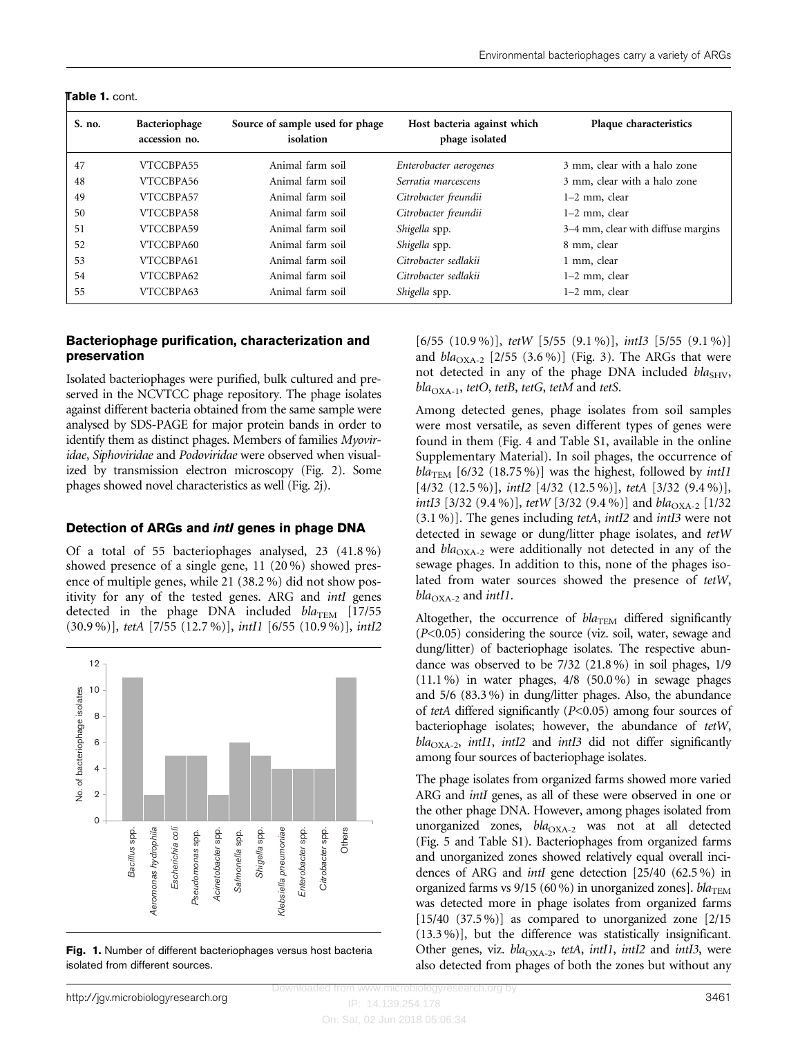**Table 1.** cont.

| S. no. | Bacteriophage accession no. | Source of sample used for phage isolation | Host bacteria against which phage isolated | Plaque characteristics |
|---|---|---|---|---|
| 47 | VTCCBPA55 | Animal farm soil | *Enterobacter aerogenes* | 3 mm, clear with a halo zone |
| 48 | VTCCBPA56 | Animal farm soil | *Serratia marcescens* | 3 mm, clear with a halo zone |
| 49 | VTCCBPA57 | Animal farm soil | *Citrobacter freundii* | 1–2 mm, clear |
| 50 | VTCCBPA58 | Animal farm soil | *Citrobacter freundii* | 1–2 mm, clear |
| 51 | VTCCBPA59 | Animal farm soil | *Shigella* spp. | 3–4 mm, clear with diffuse margins |
| 52 | VTCCBPA60 | Animal farm soil | *Shigella* spp. | 8 mm, clear |
| 53 | VTCCBPA61 | Animal farm soil | *Citrobacter sedlakii* | 1 mm, clear |
| 54 | VTCCBPA62 | Animal farm soil | *Citrobacter sedlakii* | 1–2 mm, clear |
| 55 | VTCCBPA63 | Animal farm soil | *Shigella* spp. | 1–2 mm, clear |

## Bacteriophage purification, characterization and preservation

Isolated bacteriophages were purified, bulk cultured and preserved in the NCVTCC phage repository. The phage isolates against different bacteria obtained from the same sample were analysed by SDS-PAGE for major protein bands in order to identify them as distinct phages. Members of families *Myoviridae*, *Siphoviridae* and *Podoviridae* were observed when visualized by transmission electron microscopy (Fig. 2). Some phages showed novel characteristics as well (Fig. 2j).

## Detection of ARGs and *intI* genes in phage DNA

Of a total of 55 bacteriophages analysed, 23 (41.8 %) showed presence of a single gene, 11 (20 %) showed presence of multiple genes, while 21 (38.2 %) did not show positivity for any of the tested genes. ARG and *intI* genes detected in the phage DNA included $bla_{\text{TEM}}$ [17/55 (30.9 %)], *tetA* [7/55 (12.7 %)], *intI1* [6/55 (10.9 %)], *intI2* [6/55 (10.9 %)], *tetW* [5/55 (9.1 %)], *intI3* [5/55 (9.1 %)] and $bla_{\text{OXA-2}}$ [2/55 (3.6 %)] (Fig. 3). The ARGs that were not detected in any of the phage DNA included $bla_{\text{SHV}}$, $bla_{\text{OXA-1}}$, *tetO*, *tetB*, *tetG*, *tetM* and *tetS*.

Fig. 1. Number of different bacteriophages versus host bacteria isolated from different sources.

Among detected genes, phage isolates from soil samples were most versatile, as seven different types of genes were found in them (Fig. 4 and Table S1, available in the online Supplementary Material). In soil phages, the occurrence of $bla_{\text{TEM}}$ [6/32 (18.75 %)] was the highest, followed by *intI1* [4/32 (12.5 %)], *intI2* [4/32 (12.5 %)], *tetA* [3/32 (9.4 %)], *intI3* [3/32 (9.4 %)], *tetW* [3/32 (9.4 %)] and $bla_{\text{OXA-2}}$ [1/32 (3.1 %)]. The genes including *tetA*, *intI2* and *intI3* were not detected in sewage or dung/litter phage isolates, and *tetW* and $bla_{\text{OXA-2}}$ were additionally not detected in any of the sewage phages. In addition to this, none of the phages isolated from water sources showed the presence of *tetW*, $bla_{\text{OXA-2}}$ and *intI1*.

Altogether, the occurrence of $bla_{\text{TEM}}$ differed significantly ($P<0.05$) considering the source (viz. soil, water, sewage and dung/litter) of bacteriophage isolates. The respective abundance was observed to be 7/32 (21.8 %) in soil phages, 1/9 (11.1 %) in water phages, 4/8 (50.0 %) in sewage phages and 5/6 (83.3 %) in dung/litter phages. Also, the abundance of *tetA* differed significantly ($P<0.05$) among four sources of bacteriophage isolates; however, the abundance of *tetW*, $bla_{\text{OXA-2}}$, *intI1*, *intI2* and *intI3* did not differ significantly among four sources of bacteriophage isolates.

The phage isolates from organized farms showed more varied ARG and *intI* genes, as all of these were observed in one or the other phage DNA. However, among phages isolated from unorganized zones, $bla_{\text{OXA-2}}$ was not at all detected (Fig. 5 and Table S1). Bacteriophages from organized farms and unorganized zones showed relatively equal overall incidences of ARG and *intI* gene detection [25/40 (62.5 %) in organized farms vs 9/15 (60 %) in unorganized zones]. $bla_{\text{TEM}}$ was detected more in phage isolates from organized farms [15/40 (37.5 %)] as compared to unorganized zone [2/15 (13.3 %)], but the difference was statistically insignificant. Other genes, viz. $bla_{\text{OXA-2}}$, *tetA*, *intI1*, *intI2* and *intI3*, were also detected from phages of both the zones but without any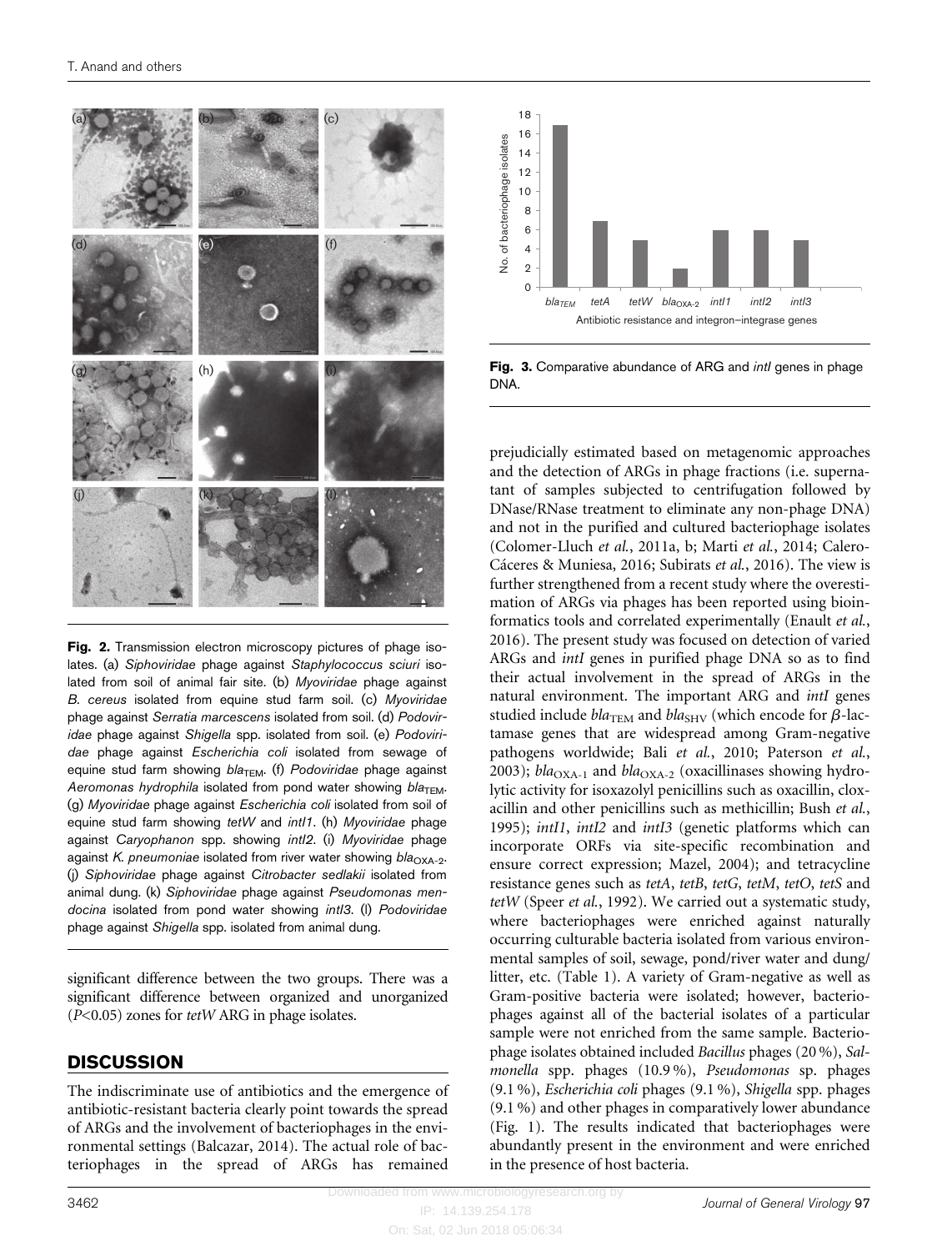**Fig. 2.** Transmission electron microscopy pictures of phage isolates. (a) *Siphoviridae* phage against *Staphylococcus sciuri* isolated from soil of animal fair site. (b) *Myoviridae* phage against *B. cereus* isolated from equine stud farm soil. (c) *Myoviridae* phage against *Serratia marcescens* isolated from soil. (d) *Podoviridae* phage against *Shigella* spp. isolated from soil. (e) *Podoviridae* phage against *Escherichia coli* isolated from sewage of equine stud farm showing $bla_{TEM}$. (f) *Podoviridae* phage against *Aeromonas hydrophila* isolated from pond water showing $bla_{TEM}$. (g) *Myoviridae* phage against *Escherichia coli* isolated from soil of equine stud farm showing *tetW* and *intI1*. (h) *Myoviridae* phage against *Caryophanon* spp. showing *intI2*. (i) *Myoviridae* phage against *K. pneumoniae* isolated from river water showing $bla_{OXA-2}$. (j) *Siphoviridae* phage against *Citrobacter sedlakii* isolated from animal dung. (k) *Siphoviridae* phage against *Pseudomonas mendocina* isolated from pond water showing *intI3*. (l) *Podoviridae* phage against *Shigella* spp. isolated from animal dung.

significant difference between the two groups. There was a significant difference between organized and unorganized ($P<0.05$) zones for *tetW* ARG in phage isolates.

## DISCUSSION

The indiscriminate use of antibiotics and the emergence of antibiotic-resistant bacteria clearly point towards the spread of ARGs and the involvement of bacteriophages in the environmental settings (Balcazar, 2014). The actual role of bacteriophages in the spread of ARGs has remained prejudicially estimated based on metagenomic approaches and the detection of ARGs in phage fractions (i.e. supernatant of samples subjected to centrifugation followed by DNase/RNase treatment to eliminate any non-phage DNA) and not in the purified and cultured bacteriophage isolates (Colomer-Lluch *et al.*, 2011a, b; Marti *et al.*, 2014; Calero-Cáceres & Muniesa, 2016; Subirats *et al.*, 2016). The view is further strengthened from a recent study where the overestimation of ARGs via phages has been reported using bioinformatics tools and correlated experimentally (Enault *et al.*, 2016). The present study was focused on detection of varied ARGs and *intI* genes in purified phage DNA so as to find their actual involvement in the spread of ARGs in the natural environment. The important ARG and *intI* genes studied include $bla_{TEM}$ and $bla_{SHV}$ (which encode for $\beta$-lactamase genes that are widespread among Gram-negative pathogens worldwide; Bali *et al.*, 2010; Paterson *et al.*, 2003); $bla_{OXA-1}$ and $bla_{OXA-2}$ (oxacillinases showing hydrolytic activity for isoxazolyl penicillins such as oxacillin, cloxacillin and other penicillins such as methicillin; Bush *et al.*, 1995); *intI1*, *intI2* and *intI3* (genetic platforms which can incorporate ORFs via site-specific recombination and ensure correct expression; Mazel, 2004); and tetracycline resistance genes such as *tetA*, *tetB*, *tetG*, *tetM*, *tetO*, *tetS* and *tetW* (Speer *et al.*, 1992). We carried out a systematic study, where bacteriophages were enriched against naturally occurring culturable bacteria isolated from various environmental samples of soil, sewage, pond/river water and dung/litter, etc. (Table 1). A variety of Gram-negative as well as Gram-positive bacteria were isolated; however, bacteriophages against all of the bacterial isolates of a particular sample were not enriched from the same sample. Bacteriophage isolates obtained included *Bacillus* phages (20 %), *Salmonella* spp. phages (10.9 %), *Pseudomonas* sp. phages (9.1 %), *Escherichia coli* phages (9.1 %), *Shigella* spp. phages (9.1 %) and other phages in comparatively lower abundance (Fig. 1). The results indicated that bacteriophages were abundantly present in the environment and were enriched in the presence of host bacteria.

**Fig. 3.** Comparative abundance of ARG and *intI* genes in phage DNA.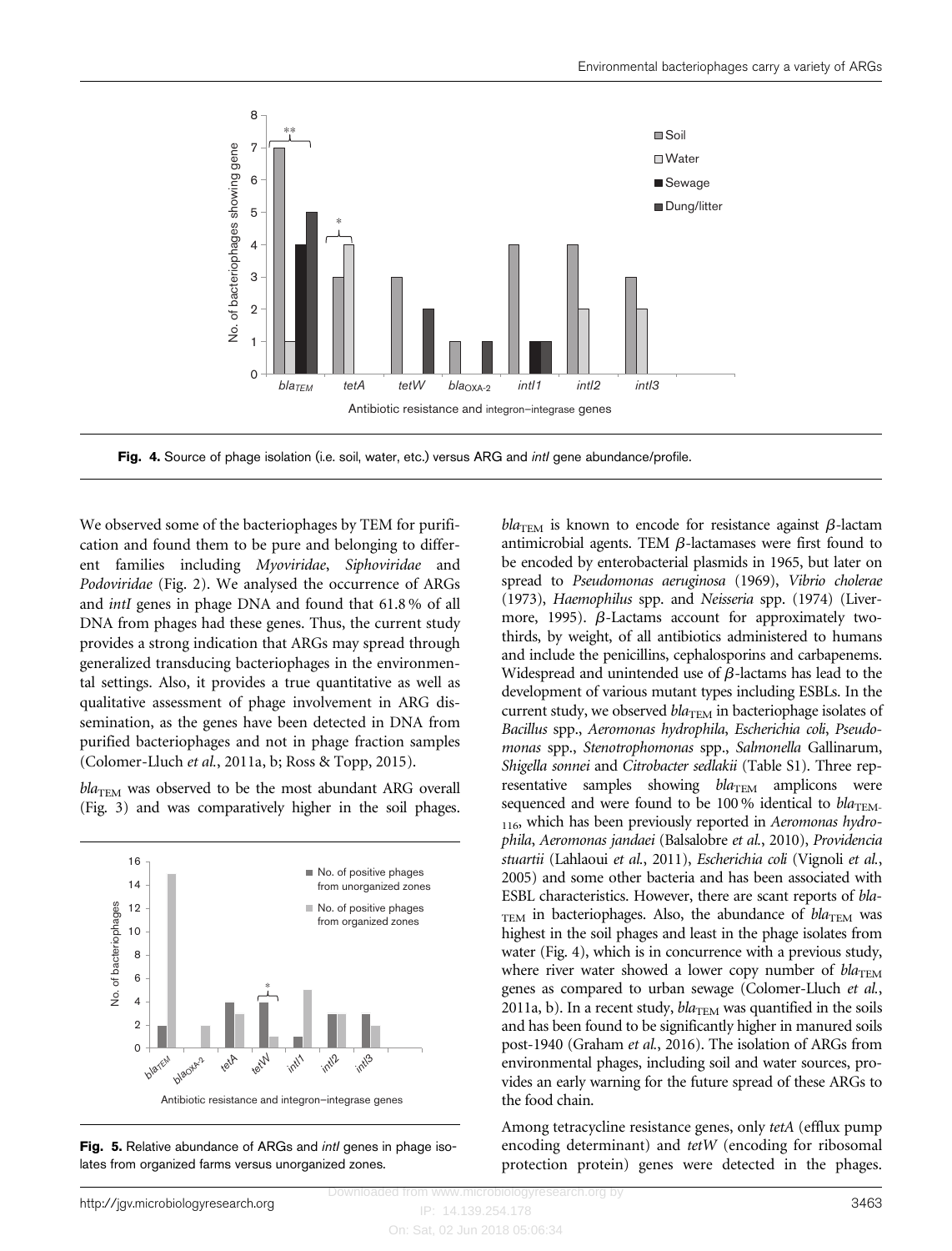Fig. 4. Source of phage isolation (i.e. soil, water, etc.) versus ARG and *intI* gene abundance/profile.

We observed some of the bacteriophages by TEM for purification and found them to be pure and belonging to different families including *Myoviridae*, *Siphoviridae* and *Podoviridae* (Fig. 2). We analysed the occurrence of ARGs and *intI* genes in phage DNA and found that 61.8 % of all DNA from phages had these genes. Thus, the current study provides a strong indication that ARGs may spread through generalized transducing bacteriophages in the environmental settings. Also, it provides a true quantitative as well as qualitative assessment of phage involvement in ARG dissemination, as the genes have been detected in DNA from purified bacteriophages and not in phage fraction samples (Colomer-Lluch *et al.*, 2011a, b; Ross & Topp, 2015).

$bla_{TEM}$ was observed to be the most abundant ARG overall (Fig. 3) and was comparatively higher in the soil phages.

Fig. 5. Relative abundance of ARGs and *intI* genes in phage isolates from organized farms versus unorganized zones.

$bla_{TEM}$ is known to encode for resistance against $\beta$-lactam antimicrobial agents. TEM $\beta$-lactamases were first found to be encoded by enterobacterial plasmids in 1965, but later on spread to *Pseudomonas aeruginosa* (1969), *Vibrio cholerae* (1973), *Haemophilus* spp. and *Neisseria* spp. (1974) (Livermore, 1995). $\beta$-Lactams account for approximately two-thirds, by weight, of all antibiotics administered to humans and include the penicillins, cephalosporins and carbapenems. Widespread and unintended use of $\beta$-lactams has lead to the development of various mutant types including ESBLs. In the current study, we observed $bla_{TEM}$ in bacteriophage isolates of *Bacillus* spp., *Aeromonas hydrophila*, *Escherichia coli*, *Pseudomonas* spp., *Stenotrophomonas* spp., *Salmonella* Gallinarum, *Shigella sonnei* and *Citrobacter sedlakii* (Table S1). Three representative samples showing $bla_{TEM}$ amplicons were sequenced and were found to be 100 % identical to $bla_{TEM\text{-}116}$, which has been previously reported in *Aeromonas hydrophila*, *Aeromonas jandaei* (Balsalobre *et al.*, 2010), *Providencia stuartii* (Lahlaoui *et al.*, 2011), *Escherichia coli* (Vignoli *et al.*, 2005) and some other bacteria and has been associated with ESBL characteristics. However, there are scant reports of $bla_{TEM}$ in bacteriophages. Also, the abundance of $bla_{TEM}$ was highest in the soil phages and least in the phage isolates from water (Fig. 4), which is in concurrence with a previous study, where river water showed a lower copy number of $bla_{TEM}$ genes as compared to urban sewage (Colomer-Lluch *et al.*, 2011a, b). In a recent study, $bla_{TEM}$ was quantified in the soils and has been found to be significantly higher in manured soils post-1940 (Graham *et al.*, 2016). The isolation of ARGs from environmental phages, including soil and water sources, provides an early warning for the future spread of these ARGs to the food chain.

Among tetracycline resistance genes, only *tetA* (efflux pump encoding determinant) and *tetW* (encoding for ribosomal protection protein) genes were detected in the phages.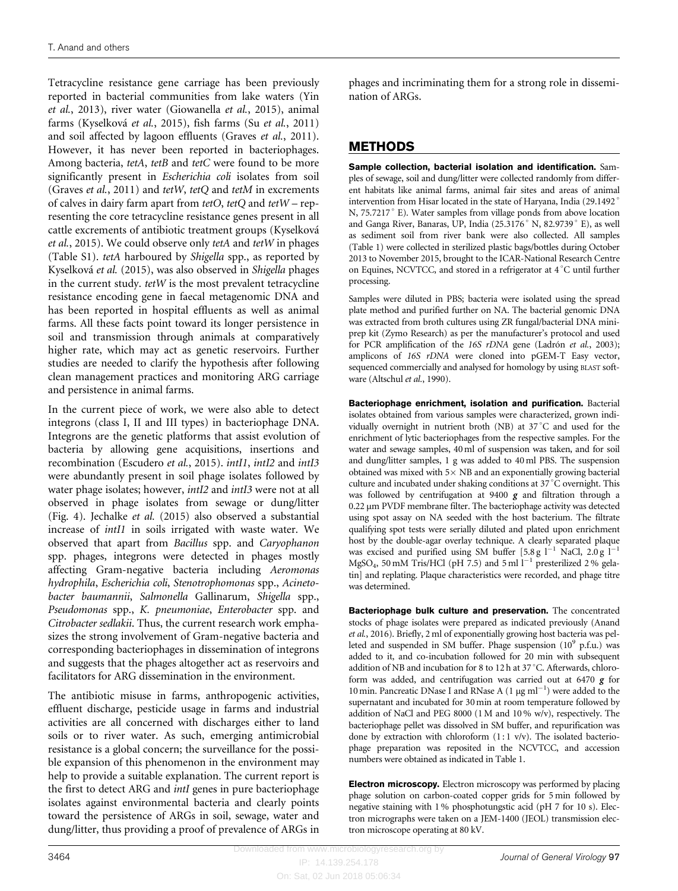Tetracycline resistance gene carriage has been previously reported in bacterial communities from lake waters (Yin *et al.*, 2013), river water (Giowanella *et al.*, 2015), animal farms (Kyselková *et al.*, 2015), fish farms (Su *et al.*, 2011) and soil affected by lagoon effluents (Graves *et al.*, 2011). However, it has never been reported in bacteriophages. Among bacteria, *tetA*, *tetB* and *tetC* were found to be more significantly present in *Escherichia coli* isolates from soil (Graves *et al.*, 2011) and *tetW*, *tetQ* and *tetM* in excrements of calves in dairy farm apart from *tetO*, *tetQ* and *tetW* – representing the core tetracycline resistance genes present in all cattle excrements of antibiotic treatment groups (Kyselková *et al.*, 2015). We could observe only *tetA* and *tetW* in phages (Table S1). *tetA* harboured by *Shigella* spp., as reported by Kyselková *et al.* (2015), was also observed in *Shigella* phages in the current study. *tetW* is the most prevalent tetracycline resistance encoding gene in faecal metagenomic DNA and has been reported in hospital effluents as well as animal farms. All these facts point toward its longer persistence in soil and transmission through animals at comparatively higher rate, which may act as genetic reservoirs. Further studies are needed to clarify the hypothesis after following clean management practices and monitoring ARG carriage and persistence in animal farms.

In the current piece of work, we were also able to detect integrons (class I, II and III types) in bacteriophage DNA. Integrons are the genetic platforms that assist evolution of bacteria by allowing gene acquisitions, insertions and recombination (Escudero *et al.*, 2015). *intI1*, *intI2* and *intI3* were abundantly present in soil phage isolates followed by water phage isolates; however, *intI2* and *intI3* were not at all observed in phage isolates from sewage or dung/litter (Fig. 4). Jechalke *et al.* (2015) also observed a substantial increase of *intI1* in soils irrigated with waste water. We observed that apart from *Bacillus* spp. and *Caryophanon* spp. phages, integrons were detected in phages mostly affecting Gram-negative bacteria including *Aeromonas hydrophila*, *Escherichia coli*, *Stenotrophomonas* spp., *Acinetobacter baumannii*, *Salmonella* Gallinarum, *Shigella* spp., *Pseudomonas* spp., *K. pneumoniae*, *Enterobacter* spp. and *Citrobacter sedlakii*. Thus, the current research work emphasizes the strong involvement of Gram-negative bacteria and corresponding bacteriophages in dissemination of integrons and suggests that the phages altogether act as reservoirs and facilitators for ARG dissemination in the environment.

The antibiotic misuse in farms, anthropogenic activities, effluent discharge, pesticide usage in farms and industrial activities are all concerned with discharges either to land soils or to river water. As such, emerging antimicrobial resistance is a global concern; the surveillance for the possible expansion of this phenomenon in the environment may help to provide a suitable explanation. The current report is the first to detect ARG and *intI* genes in pure bacteriophage isolates against environmental bacteria and clearly points toward the persistence of ARGs in soil, sewage, water and dung/litter, thus providing a proof of prevalence of ARGs in phages and incriminating them for a strong role in dissemination of ARGs.

## METHODS

**Sample collection, bacterial isolation and identification.** Samples of sewage, soil and dung/litter were collected randomly from different habitats like animal farms, animal fair sites and areas of animal intervention from Hisar located in the state of Haryana, India (29.1492° N, 75.7217° E). Water samples from village ponds from above location and Ganga River, Banaras, UP, India (25.3176° N, 82.9739° E), as well as sediment soil from river bank were also collected. All samples (Table 1) were collected in sterilized plastic bags/bottles during October 2013 to November 2015, brought to the ICAR-National Research Centre on Equines, NCVTCC, and stored in a refrigerator at 4 °C until further processing.

Samples were diluted in PBS; bacteria were isolated using the spread plate method and purified further on NA. The bacterial genomic DNA was extracted from broth cultures using ZR fungal/bacterial DNA miniprep kit (Zymo Research) as per the manufacturer's protocol and used for PCR amplification of the *16S rDNA* gene (Ladrón *et al.*, 2003); amplicons of *16S rDNA* were cloned into pGEM-T Easy vector, sequenced commercially and analysed for homology by using BLAST software (Altschul *et al.*, 1990).

**Bacteriophage enrichment, isolation and purification.** Bacterial isolates obtained from various samples were characterized, grown individually overnight in nutrient broth (NB) at 37 °C and used for the enrichment of lytic bacteriophages from the respective samples. For the water and sewage samples, 40 ml of suspension was taken, and for soil and dung/litter samples, 1 g was added to 40 ml PBS. The suspension obtained was mixed with 5× NB and an exponentially growing bacterial culture and incubated under shaking conditions at 37 °C overnight. This was followed by centrifugation at 9400 ***g*** and filtration through a 0.22 µm PVDF membrane filter. The bacteriophage activity was detected using spot assay on NA seeded with the host bacterium. The filtrate qualifying spot tests were serially diluted and plated upon enrichment host by the double-agar overlay technique. A clearly separated plaque was excised and purified using SM buffer [5.8 g $l^{-1}$ NaCl, 2.0 g $l^{-1}$ $MgSO_4$, 50 mM Tris/HCl (pH 7.5) and 5 ml $l^{-1}$ presterilized 2 % gelatin] and replating. Plaque characteristics were recorded, and phage titre was determined.

**Bacteriophage bulk culture and preservation.** The concentrated stocks of phage isolates were prepared as indicated previously (Anand *et al.*, 2016). Briefly, 2 ml of exponentially growing host bacteria was pelleted and suspended in SM buffer. Phage suspension ($10^9$ p.f.u.) was added to it, and co-incubation followed for 20 min with subsequent addition of NB and incubation for 8 to 12 h at 37 °C. Afterwards, chloroform was added, and centrifugation was carried out at 6470 ***g*** for 10 min. Pancreatic DNase I and RNase A (1 µg $ml^{-1}$) were added to the supernatant and incubated for 30 min at room temperature followed by addition of NaCl and PEG 8000 (1 M and 10 % w/v), respectively. The bacteriophage pellet was dissolved in SM buffer, and repurification was done by extraction with chloroform (1 : 1 v/v). The isolated bacteriophage preparation was reposited in the NCVTCC, and accession numbers were obtained as indicated in Table 1.

**Electron microscopy.** Electron microscopy was performed by placing phage solution on carbon-coated copper grids for 5 min followed by negative staining with 1 % phosphotungstic acid (pH 7 for 10 s). Electron micrographs were taken on a JEM-1400 (JEOL) transmission electron microscope operating at 80 kV.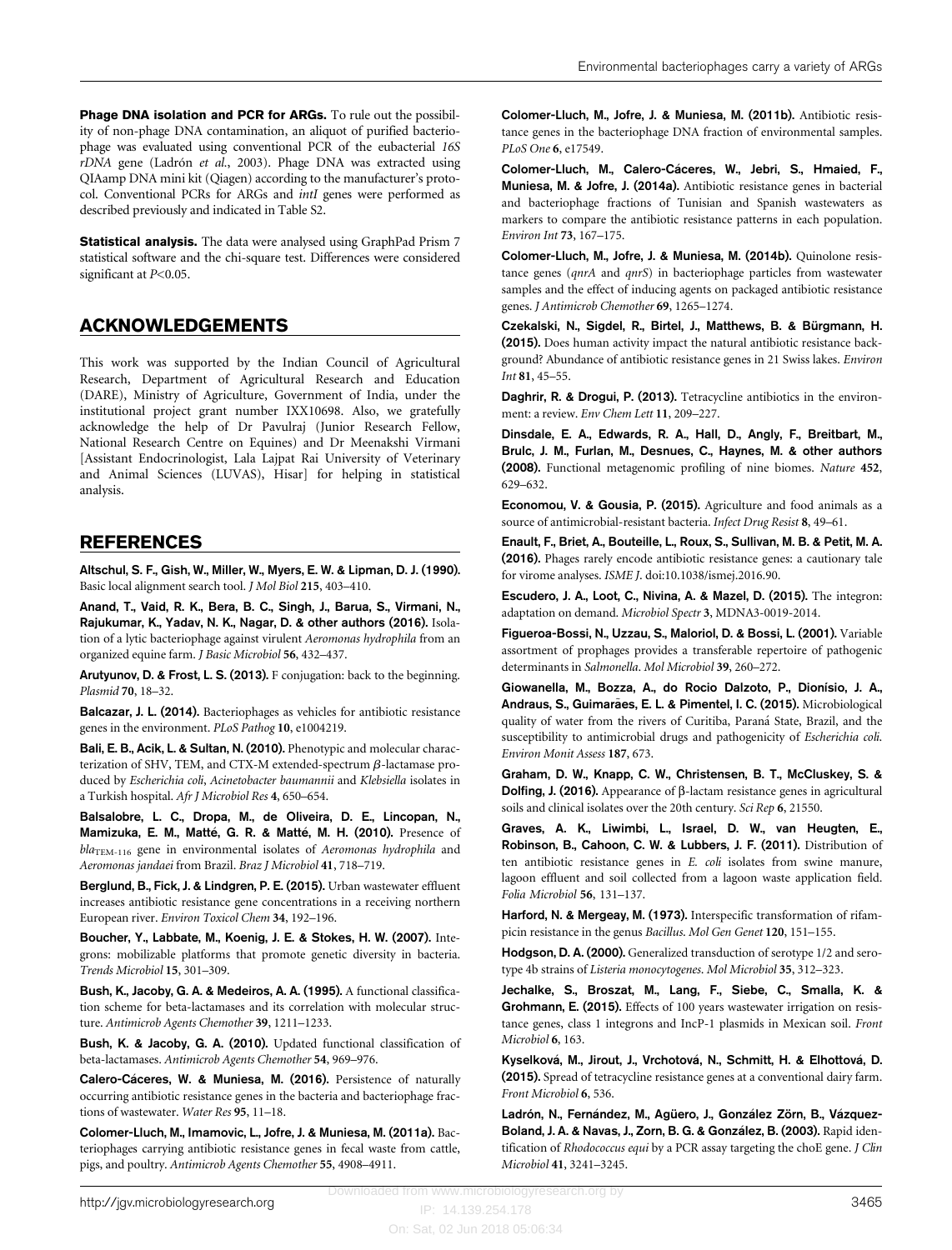**Phage DNA isolation and PCR for ARGs.** To rule out the possibility of non-phage DNA contamination, an aliquot of purified bacteriophage was evaluated using conventional PCR of the eubacterial *16S rDNA* gene (Ladrón *et al.*, 2003). Phage DNA was extracted using QIAamp DNA mini kit (Qiagen) according to the manufacturer's protocol. Conventional PCRs for ARGs and *intI* genes were performed as described previously and indicated in Table S2.

**Statistical analysis.** The data were analysed using GraphPad Prism 7 statistical software and the chi-square test. Differences were considered significant at $P<0.05$.

## ACKNOWLEDGEMENTS

This work was supported by the Indian Council of Agricultural Research, Department of Agricultural Research and Education (DARE), Ministry of Agriculture, Government of India, under the institutional project grant number IXX10698. Also, we gratefully acknowledge the help of Dr Pavulraj (Junior Research Fellow, National Research Centre on Equines) and Dr Meenakshi Virmani [Assistant Endocrinologist, Lala Lajpat Rai University of Veterinary and Animal Sciences (LUVAS), Hisar] for helping in statistical analysis.

## REFERENCES

**Altschul, S. F., Gish, W., Miller, W., Myers, E. W. & Lipman, D. J. (1990).** Basic local alignment search tool. *J Mol Biol* **215**, 403–410.

**Anand, T., Vaid, R. K., Bera, B. C., Singh, J., Barua, S., Virmani, N., Rajukumar, K., Yadav, N. K., Nagar, D. & other authors (2016).** Isolation of a lytic bacteriophage against virulent *Aeromonas hydrophila* from an organized equine farm. *J Basic Microbiol* **56**, 432–437.

**Arutyunov, D. & Frost, L. S. (2013).** F conjugation: back to the beginning. *Plasmid* **70**, 18–32.

**Balcazar, J. L. (2014).** Bacteriophages as vehicles for antibiotic resistance genes in the environment. *PLoS Pathog* **10**, e1004219.

**Bali, E. B., Acik, L. & Sultan, N. (2010).** Phenotypic and molecular characterization of SHV, TEM, and CTX-M extended-spectrum $\beta$-lactamase produced by *Escherichia coli*, *Acinetobacter baumannii* and *Klebsiella* isolates in a Turkish hospital. *Afr J Microbiol Res* **4**, 650–654.

**Balsalobre, L. C., Dropa, M., de Oliveira, D. E., Lincopan, N., Mamizuka, E. M., Matté, G. R. & Matté, M. H. (2010).** Presence of $bla_{TEM-116}$ gene in environmental isolates of *Aeromonas hydrophila* and *Aeromonas jandaei* from Brazil. *Braz J Microbiol* **41**, 718–719.

**Berglund, B., Fick, J. & Lindgren, P. E. (2015).** Urban wastewater effluent increases antibiotic resistance gene concentrations in a receiving northern European river. *Environ Toxicol Chem* **34**, 192–196.

**Boucher, Y., Labbate, M., Koenig, J. E. & Stokes, H. W. (2007).** Integrons: mobilizable platforms that promote genetic diversity in bacteria. *Trends Microbiol* **15**, 301–309.

**Bush, K., Jacoby, G. A. & Medeiros, A. A. (1995).** A functional classification scheme for beta-lactamases and its correlation with molecular structure. *Antimicrob Agents Chemother* **39**, 1211–1233.

**Bush, K. & Jacoby, G. A. (2010).** Updated functional classification of beta-lactamases. *Antimicrob Agents Chemother* **54**, 969–976.

**Calero-Cáceres, W. & Muniesa, M. (2016).** Persistence of naturally occurring antibiotic resistance genes in the bacteria and bacteriophage fractions of wastewater. *Water Res* **95**, 11–18.

**Colomer-Lluch, M., Imamovic, L., Jofre, J. & Muniesa, M. (2011a).** Bacteriophages carrying antibiotic resistance genes in fecal waste from cattle, pigs, and poultry. *Antimicrob Agents Chemother* **55**, 4908–4911.

**Colomer-Lluch, M., Jofre, J. & Muniesa, M. (2011b).** Antibiotic resistance genes in the bacteriophage DNA fraction of environmental samples. *PLoS One* **6**, e17549.

**Colomer-Lluch, M., Calero-Cáceres, W., Jebri, S., Hmaied, F., Muniesa, M. & Jofre, J. (2014a).** Antibiotic resistance genes in bacterial and bacteriophage fractions of Tunisian and Spanish wastewaters as markers to compare the antibiotic resistance patterns in each population. *Environ Int* **73**, 167–175.

**Colomer-Lluch, M., Jofre, J. & Muniesa, M. (2014b).** Quinolone resistance genes (*qnrA* and *qnrS*) in bacteriophage particles from wastewater samples and the effect of inducing agents on packaged antibiotic resistance genes. *J Antimicrob Chemother* **69**, 1265–1274.

**Czekalski, N., Sigdel, R., Birtel, J., Matthews, B. & Bürgmann, H. (2015).** Does human activity impact the natural antibiotic resistance background? Abundance of antibiotic resistance genes in 21 Swiss lakes. *Environ Int* **81**, 45–55.

**Daghrir, R. & Drogui, P. (2013).** Tetracycline antibiotics in the environment: a review. *Env Chem Lett* **11**, 209–227.

**Dinsdale, E. A., Edwards, R. A., Hall, D., Angly, F., Breitbart, M., Brulc, J. M., Furlan, M., Desnues, C., Haynes, M. & other authors (2008).** Functional metagenomic profiling of nine biomes. *Nature* **452**, 629–632.

**Economou, V. & Gousia, P. (2015).** Agriculture and food animals as a source of antimicrobial-resistant bacteria. *Infect Drug Resist* **8**, 49–61.

**Enault, F., Briet, A., Bouteille, L., Roux, S., Sullivan, M. B. & Petit, M. A. (2016).** Phages rarely encode antibiotic resistance genes: a cautionary tale for virome analyses. *ISME J*. doi:10.1038/ismej.2016.90.

**Escudero, J. A., Loot, C., Nivina, A. & Mazel, D. (2015).** The integron: adaptation on demand. *Microbiol Spectr* **3**, MDNA3-0019-2014.

**Figueroa-Bossi, N., Uzzau, S., Maloriol, D. & Bossi, L. (2001).** Variable assortment of prophages provides a transferable repertoire of pathogenic determinants in *Salmonella*. *Mol Microbiol* **39**, 260–272.

**Giowanella, M., Bozza, A., do Rocio Dalzoto, P., Dionísio, J. A., Andraus, S., Guimarães, E. L. & Pimentel, I. C. (2015).** Microbiological quality of water from the rivers of Curitiba, Paraná State, Brazil, and the susceptibility to antimicrobial drugs and pathogenicity of *Escherichia coli*. *Environ Monit Assess* **187**, 673.

**Graham, D. W., Knapp, C. W., Christensen, B. T., McCluskey, S. & Dolfing, J. (2016).** Appearance of β-lactam resistance genes in agricultural soils and clinical isolates over the 20th century. *Sci Rep* **6**, 21550.

**Graves, A. K., Liwimbi, L., Israel, D. W., van Heugten, E., Robinson, B., Cahoon, C. W. & Lubbers, J. F. (2011).** Distribution of ten antibiotic resistance genes in *E. coli* isolates from swine manure, lagoon effluent and soil collected from a lagoon waste application field. *Folia Microbiol* **56**, 131–137.

**Harford, N. & Mergeay, M. (1973).** Interspecific transformation of rifampicin resistance in the genus *Bacillus*. *Mol Gen Genet* **120**, 151–155.

**Hodgson, D. A. (2000).** Generalized transduction of serotype 1/2 and serotype 4b strains of *Listeria monocytogenes*. *Mol Microbiol* **35**, 312–323.

**Jechalke, S., Broszat, M., Lang, F., Siebe, C., Smalla, K. & Grohmann, E. (2015).** Effects of 100 years wastewater irrigation on resistance genes, class 1 integrons and IncP-1 plasmids in Mexican soil. *Front Microbiol* **6**, 163.

**Kyselková, M., Jirout, J., Vrchotová, N., Schmitt, H. & Elhottová, D. (2015).** Spread of tetracycline resistance genes at a conventional dairy farm. *Front Microbiol* **6**, 536.

**Ladrón, N., Fernández, M., Agüero, J., González Zörn, B., Vázquez-Boland, J. A. & Navas, J., Zorn, B. G. & González, B. (2003).** Rapid identification of *Rhodococcus equi* by a PCR assay targeting the choE gene. *J Clin Microbiol* **41**, 3241–3245.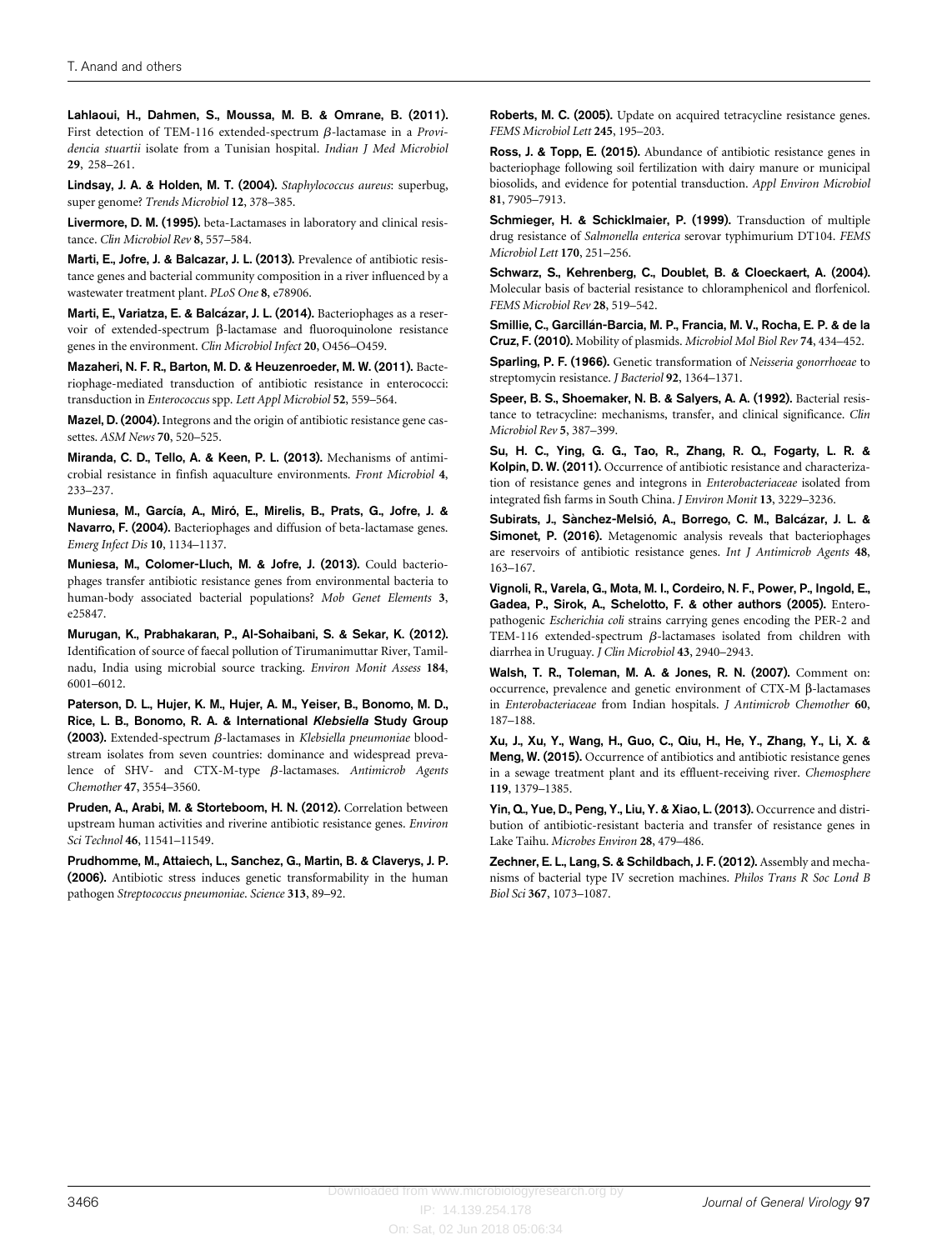**Lahlaoui, H., Dahmen, S., Moussa, M. B. & Omrane, B. (2011).** First detection of TEM-116 extended-spectrum β-lactamase in a *Providencia stuartii* isolate from a Tunisian hospital. *Indian J Med Microbiol* **29**, 258–261.

**Lindsay, J. A. & Holden, M. T. (2004).** *Staphylococcus aureus*: superbug, super genome? *Trends Microbiol* **12**, 378–385.

**Livermore, D. M. (1995).** beta-Lactamases in laboratory and clinical resistance. *Clin Microbiol Rev* **8**, 557–584.

**Marti, E., Jofre, J. & Balcazar, J. L. (2013).** Prevalence of antibiotic resistance genes and bacterial community composition in a river influenced by a wastewater treatment plant. *PLoS One* **8**, e78906.

**Marti, E., Variatza, E. & Balcázar, J. L. (2014).** Bacteriophages as a reservoir of extended-spectrum β-lactamase and fluoroquinolone resistance genes in the environment. *Clin Microbiol Infect* **20**, O456–O459.

**Mazaheri, N. F. R., Barton, M. D. & Heuzenroeder, M. W. (2011).** Bacteriophage-mediated transduction of antibiotic resistance in enterococci: transduction in *Enterococcus* spp. *Lett Appl Microbiol* **52**, 559–564.

**Mazel, D. (2004).** Integrons and the origin of antibiotic resistance gene cassettes. *ASM News* **70**, 520–525.

**Miranda, C. D., Tello, A. & Keen, P. L. (2013).** Mechanisms of antimicrobial resistance in finfish aquaculture environments. *Front Microbiol* **4**, 233–237.

**Muniesa, M., García, A., Miró, E., Mirelis, B., Prats, G., Jofre, J. & Navarro, F. (2004).** Bacteriophages and diffusion of beta-lactamase genes. *Emerg Infect Dis* **10**, 1134–1137.

**Muniesa, M., Colomer-Lluch, M. & Jofre, J. (2013).** Could bacteriophages transfer antibiotic resistance genes from environmental bacteria to human-body associated bacterial populations? *Mob Genet Elements* **3**, e25847.

**Murugan, K., Prabhakaran, P., Al-Sohaibani, S. & Sekar, K. (2012).** Identification of source of faecal pollution of Tirumanimuttar River, Tamilnadu, India using microbial source tracking. *Environ Monit Assess* **184**, 6001–6012.

**Paterson, D. L., Hujer, K. M., Hujer, A. M., Yeiser, B., Bonomo, M. D., Rice, L. B., Bonomo, R. A. & International *Klebsiella* Study Group (2003).** Extended-spectrum β-lactamases in *Klebsiella pneumoniae* bloodstream isolates from seven countries: dominance and widespread prevalence of SHV- and CTX-M-type β-lactamases. *Antimicrob Agents Chemother* **47**, 3554–3560.

**Pruden, A., Arabi, M. & Storteboom, H. N. (2012).** Correlation between upstream human activities and riverine antibiotic resistance genes. *Environ Sci Technol* **46**, 11541–11549.

**Prudhomme, M., Attaiech, L., Sanchez, G., Martin, B. & Claverys, J. P. (2006).** Antibiotic stress induces genetic transformability in the human pathogen *Streptococcus pneumoniae*. *Science* **313**, 89–92.

**Roberts, M. C. (2005).** Update on acquired tetracycline resistance genes. *FEMS Microbiol Lett* **245**, 195–203.

**Ross, J. & Topp, E. (2015).** Abundance of antibiotic resistance genes in bacteriophage following soil fertilization with dairy manure or municipal biosolids, and evidence for potential transduction. *Appl Environ Microbiol* **81**, 7905–7913.

**Schmieger, H. & Schicklmaier, P. (1999).** Transduction of multiple drug resistance of *Salmonella enterica* serovar typhimurium DT104. *FEMS Microbiol Lett* **170**, 251–256.

**Schwarz, S., Kehrenberg, C., Doublet, B. & Cloeckaert, A. (2004).** Molecular basis of bacterial resistance to chloramphenicol and florfenicol. *FEMS Microbiol Rev* **28**, 519–542.

**Smillie, C., Garcillán-Barcia, M. P., Francia, M. V., Rocha, E. P. & de la Cruz, F. (2010).** Mobility of plasmids. *Microbiol Mol Biol Rev* **74**, 434–452.

**Sparling, P. F. (1966).** Genetic transformation of *Neisseria gonorrhoeae* to streptomycin resistance. *J Bacteriol* **92**, 1364–1371.

**Speer, B. S., Shoemaker, N. B. & Salyers, A. A. (1992).** Bacterial resistance to tetracycline: mechanisms, transfer, and clinical significance. *Clin Microbiol Rev* **5**, 387–399.

**Su, H. C., Ying, G. G., Tao, R., Zhang, R. Q., Fogarty, L. R. & Kolpin, D. W. (2011).** Occurrence of antibiotic resistance and characterization of resistance genes and integrons in *Enterobacteriaceae* isolated from integrated fish farms in South China. *J Environ Monit* **13**, 3229–3236.

**Subirats, J., Sànchez-Melsió, A., Borrego, C. M., Balcázar, J. L. & Simonet, P. (2016).** Metagenomic analysis reveals that bacteriophages are reservoirs of antibiotic resistance genes. *Int J Antimicrob Agents* **48**, 163–167.

**Vignoli, R., Varela, G., Mota, M. I., Cordeiro, N. F., Power, P., Ingold, E., Gadea, P., Sirok, A., Schelotto, F. & other authors (2005).** Enteropathogenic *Escherichia coli* strains carrying genes encoding the PER-2 and TEM-116 extended-spectrum β-lactamases isolated from children with diarrhea in Uruguay. *J Clin Microbiol* **43**, 2940–2943.

**Walsh, T. R., Toleman, M. A. & Jones, R. N. (2007).** Comment on: occurrence, prevalence and genetic environment of CTX-M β-lactamases in *Enterobacteriaceae* from Indian hospitals. *J Antimicrob Chemother* **60**, 187–188.

**Xu, J., Xu, Y., Wang, H., Guo, C., Qiu, H., He, Y., Zhang, Y., Li, X. & Meng, W. (2015).** Occurrence of antibiotics and antibiotic resistance genes in a sewage treatment plant and its effluent-receiving river. *Chemosphere* **119**, 1379–1385.

**Yin, Q., Yue, D., Peng, Y., Liu, Y. & Xiao, L. (2013).** Occurrence and distribution of antibiotic-resistant bacteria and transfer of resistance genes in Lake Taihu. *Microbes Environ* **28**, 479–486.

**Zechner, E. L., Lang, S. & Schildbach, J. F. (2012).** Assembly and mechanisms of bacterial type IV secretion machines. *Philos Trans R Soc Lond B Biol Sci* **367**, 1073–1087.